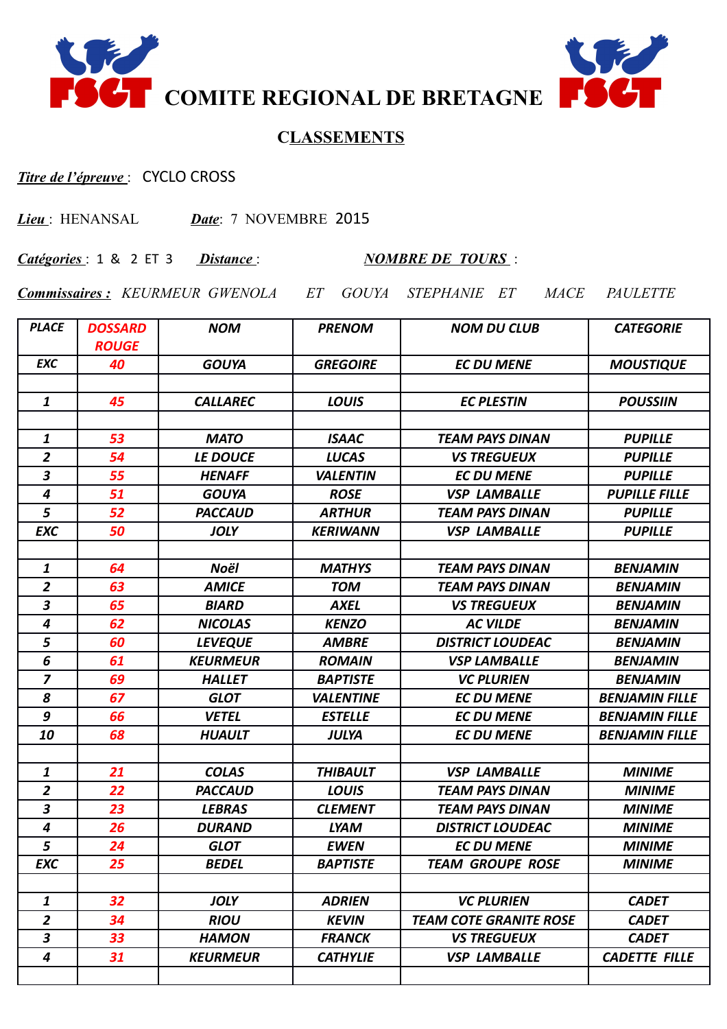# COMITE REGIONAL DE BRETAGNE

## CLASSEMENTS

***Titre de l'épreuve*** : CYCLO CROSS

***Lieu*** : HENANSAL ***Date***: 7 NOVEMBRE 2015

***Catégories*** : 1 & 2 ET 3 ***Distance*** : ***NOMBRE DE TOURS*** :

***Commissaires :*** *KEURMEUR GWENOLA ET GOUYA STEPHANIE ET MACE PAULETTE*

| PLACE | DOSSARD ROUGE | NOM | PRENOM | NOM DU CLUB | CATEGORIE |
|---|---|---|---|---|---|
| EXC | 40 | GOUYA | GREGOIRE | EC DU MENE | MOUSTIQUE |
| | | | | | |
| 1 | 45 | CALLAREC | LOUIS | EC PLESTIN | POUSSIIN |
| | | | | | |
| 1 | 53 | MATO | ISAAC | TEAM PAYS DINAN | PUPILLE |
| 2 | 54 | LE DOUCE | LUCAS | VS TREGUEUX | PUPILLE |
| 3 | 55 | HENAFF | VALENTIN | EC DU MENE | PUPILLE |
| 4 | 51 | GOUYA | ROSE | VSP LAMBALLE | PUPILLE FILLE |
| 5 | 52 | PACCAUD | ARTHUR | TEAM PAYS DINAN | PUPILLE |
| EXC | 50 | JOLY | KERIWANN | VSP LAMBALLE | PUPILLE |
| | | | | | |
| 1 | 64 | Noël | MATHYS | TEAM PAYS DINAN | BENJAMIN |
| 2 | 63 | AMICE | TOM | TEAM PAYS DINAN | BENJAMIN |
| 3 | 65 | BIARD | AXEL | VS TREGUEUX | BENJAMIN |
| 4 | 62 | NICOLAS | KENZO | AC VILDE | BENJAMIN |
| 5 | 60 | LEVEQUE | AMBRE | DISTRICT LOUDEAC | BENJAMIN |
| 6 | 61 | KEURMEUR | ROMAIN | VSP LAMBALLE | BENJAMIN |
| 7 | 69 | HALLET | BAPTISTE | VC PLURIEN | BENJAMIN |
| 8 | 67 | GLOT | VALENTINE | EC DU MENE | BENJAMIN FILLE |
| 9 | 66 | VETEL | ESTELLE | EC DU MENE | BENJAMIN FILLE |
| 10 | 68 | HUAULT | JULYA | EC DU MENE | BENJAMIN FILLE |
| | | | | | |
| 1 | 21 | COLAS | THIBAULT | VSP LAMBALLE | MINIME |
| 2 | 22 | PACCAUD | LOUIS | TEAM PAYS DINAN | MINIME |
| 3 | 23 | LEBRAS | CLEMENT | TEAM PAYS DINAN | MINIME |
| 4 | 26 | DURAND | LYAM | DISTRICT LOUDEAC | MINIME |
| 5 | 24 | GLOT | EWEN | EC DU MENE | MINIME |
| EXC | 25 | BEDEL | BAPTISTE | TEAM GROUPE ROSE | MINIME |
| | | | | | |
| 1 | 32 | JOLY | ADRIEN | VC PLURIEN | CADET |
| 2 | 34 | RIOU | KEVIN | TEAM COTE GRANITE ROSE | CADET |
| 3 | 33 | HAMON | FRANCK | VS TREGUEUX | CADET |
| 4 | 31 | KEURMEUR | CATHYLIE | VSP LAMBALLE | CADETTE FILLE |
| | | | | | |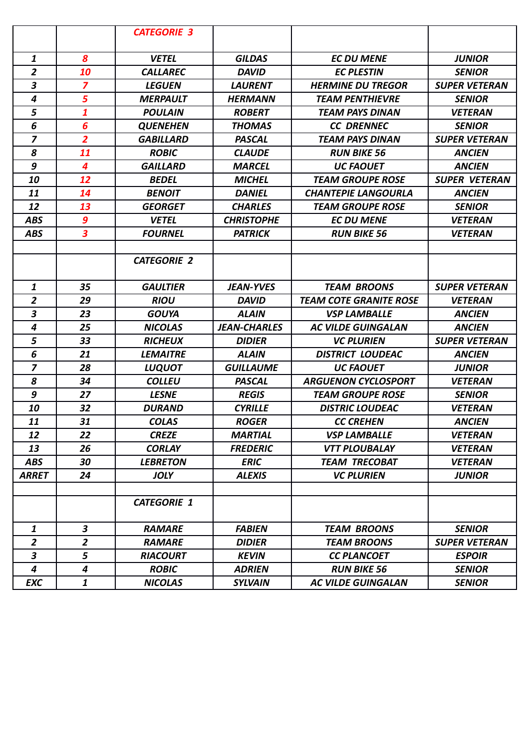| | | | | | |
|---|---|---|---|---|---|
| | | ***CATEGORIE 3*** | | | |
| ***1*** | ***8*** | ***VETEL*** | ***GILDAS*** | ***EC DU MENE*** | ***JUNIOR*** |
| ***2*** | ***10*** | ***CALLAREC*** | ***DAVID*** | ***EC PLESTIN*** | ***SENIOR*** |
| ***3*** | ***7*** | ***LEGUEN*** | ***LAURENT*** | ***HERMINE DU TREGOR*** | ***SUPER VETERAN*** |
| ***4*** | ***5*** | ***MERPAULT*** | ***HERMANN*** | ***TEAM PENTHIEVRE*** | ***SENIOR*** |
| ***5*** | ***1*** | ***POULAIN*** | ***ROBERT*** | ***TEAM PAYS DINAN*** | ***VETERAN*** |
| ***6*** | ***6*** | ***QUENEHEN*** | ***THOMAS*** | ***CC DRENNEC*** | ***SENIOR*** |
| ***7*** | ***2*** | ***GABILLARD*** | ***PASCAL*** | ***TEAM PAYS DINAN*** | ***SUPER VETERAN*** |
| ***8*** | ***11*** | ***ROBIC*** | ***CLAUDE*** | ***RUN BIKE 56*** | ***ANCIEN*** |
| ***9*** | ***4*** | ***GAILLARD*** | ***MARCEL*** | ***UC FAOUET*** | ***ANCIEN*** |
| ***10*** | ***12*** | ***BEDEL*** | ***MICHEL*** | ***TEAM GROUPE ROSE*** | ***SUPER VETERAN*** |
| ***11*** | ***14*** | ***BENOIT*** | ***DANIEL*** | ***CHANTEPIE LANGOURLA*** | ***ANCIEN*** |
| ***12*** | ***13*** | ***GEORGET*** | ***CHARLES*** | ***TEAM GROUPE ROSE*** | ***SENIOR*** |
| ***ABS*** | ***9*** | ***VETEL*** | ***CHRISTOPHE*** | ***EC DU MENE*** | ***VETERAN*** |
| ***ABS*** | ***3*** | ***FOURNEL*** | ***PATRICK*** | ***RUN BIKE 56*** | ***VETERAN*** |
| | | | | | |
| | | ***CATEGORIE 2*** | | | |
| ***1*** | ***35*** | ***GAULTIER*** | ***JEAN-YVES*** | ***TEAM BROONS*** | ***SUPER VETERAN*** |
| ***2*** | ***29*** | ***RIOU*** | ***DAVID*** | ***TEAM COTE GRANITE ROSE*** | ***VETERAN*** |
| ***3*** | ***23*** | ***GOUYA*** | ***ALAIN*** | ***VSP LAMBALLE*** | ***ANCIEN*** |
| ***4*** | ***25*** | ***NICOLAS*** | ***JEAN-CHARLES*** | ***AC VILDE GUINGALAN*** | ***ANCIEN*** |
| ***5*** | ***33*** | ***RICHEUX*** | ***DIDIER*** | ***VC PLURIEN*** | ***SUPER VETERAN*** |
| ***6*** | ***21*** | ***LEMAITRE*** | ***ALAIN*** | ***DISTRICT LOUDEAC*** | ***ANCIEN*** |
| ***7*** | ***28*** | ***LUQUOT*** | ***GUILLAUME*** | ***UC FAOUET*** | ***JUNIOR*** |
| ***8*** | ***34*** | ***COLLEU*** | ***PASCAL*** | ***ARGUENON CYCLOSPORT*** | ***VETERAN*** |
| ***9*** | ***27*** | ***LESNE*** | ***REGIS*** | ***TEAM GROUPE ROSE*** | ***SENIOR*** |
| ***10*** | ***32*** | ***DURAND*** | ***CYRILLE*** | ***DISTRIC LOUDEAC*** | ***VETERAN*** |
| ***11*** | ***31*** | ***COLAS*** | ***ROGER*** | ***CC CREHEN*** | ***ANCIEN*** |
| ***12*** | ***22*** | ***CREZE*** | ***MARTIAL*** | ***VSP LAMBALLE*** | ***VETERAN*** |
| ***13*** | ***26*** | ***CORLAY*** | ***FREDERIC*** | ***VTT PLOUBALAY*** | ***VETERAN*** |
| ***ABS*** | ***30*** | ***LEBRETON*** | ***ERIC*** | ***TEAM TRECOBAT*** | ***VETERAN*** |
| ***ARRET*** | ***24*** | ***JOLY*** | ***ALEXIS*** | ***VC PLURIEN*** | ***JUNIOR*** |
| | | | | | |
| | | ***CATEGORIE 1*** | | | |
| ***1*** | ***3*** | ***RAMARE*** | ***FABIEN*** | ***TEAM BROONS*** | ***SENIOR*** |
| ***2*** | ***2*** | ***RAMARE*** | ***DIDIER*** | ***TEAM BROONS*** | ***SUPER VETERAN*** |
| ***3*** | ***5*** | ***RIACOURT*** | ***KEVIN*** | ***CC PLANCOET*** | ***ESPOIR*** |
| ***4*** | ***4*** | ***ROBIC*** | ***ADRIEN*** | ***RUN BIKE 56*** | ***SENIOR*** |
| ***EXC*** | ***1*** | ***NICOLAS*** | ***SYLVAIN*** | ***AC VILDE GUINGALAN*** | ***SENIOR*** |